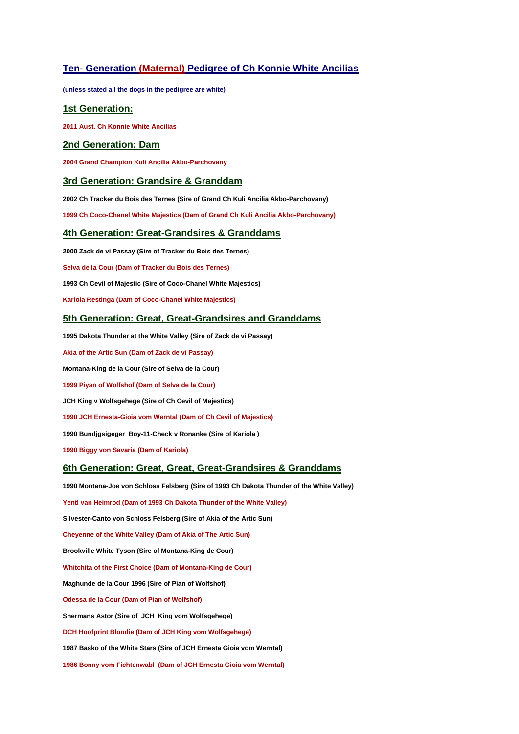# Ten- Generation (Maternal) Pedigree of Ch Konnie White Ancilias

**(unless stated all the dogs in the pedigree are white)**

## 1st Generation:

**2011 Aust. Ch Konnie White Ancilias**

## 2nd Generation: Dam

**2004 Grand Champion Kuli Ancilia Akbo-Parchovany**

## 3rd Generation: Grandsire & Granddam

**2002 Ch Tracker du Bois des Ternes (Sire of Grand Ch Kuli Ancilia Akbo-Parchovany)**

**1999 Ch Coco-Chanel White Majestics (Dam of Grand Ch Kuli Ancilia Akbo-Parchovany)**

## 4th Generation: Great-Grandsires & Granddams

**2000 Zack de vi Passay (Sire of Tracker du Bois des Ternes)**

**Selva de la Cour (Dam of Tracker du Bois des Ternes)**

**1993 Ch Cevil of Majestic (Sire of Coco-Chanel White Majestics)**

**Kariola Restinga (Dam of Coco-Chanel White Majestics)**

## 5th Generation: Great, Great-Grandsires and Granddams

**1995 Dakota Thunder at the White Valley (Sire of Zack de vi Passay)**

**Akia of the Artic Sun (Dam of Zack de vi Passay)**

**Montana-King de la Cour (Sire of Selva de la Cour)**

**1999 Piyan of Wolfshof (Dam of Selva de la Cour)**

**JCH King v Wolfsgehege (Sire of Ch Cevil of Majestics)**

**1990 JCH Ernesta-Gioia vom Werntal (Dam of Ch Cevil of Majestics)**

**1990 Bundjgsigeger Boy-11-Check v Ronanke (Sire of Kariola )**

**1990 Biggy von Savaria (Dam of Kariola)**

## 6th Generation: Great, Great, Great-Grandsires & Granddams

**1990 Montana-Joe von Schloss Felsberg (Sire of 1993 Ch Dakota Thunder of the White Valley)**

**Yentl van Heimrod (Dam of 1993 Ch Dakota Thunder of the White Valley)**

**Silvester-Canto von Schloss Felsberg (Sire of Akia of the Artic Sun)**

**Cheyenne of the White Valley (Dam of Akia of The Artic Sun)**

**Brookville White Tyson (Sire of Montana-King de Cour)**

**Whitchita of the First Choice (Dam of Montana-King de Cour)**

**Maghunde de la Cour 1996 (Sire of Pian of Wolfshof)**

**Odessa de la Cour (Dam of Pian of Wolfshof)**

**Shermans Astor (Sire of JCH King vom Wolfsgehege)**

**DCH Hoofprint Blondie (Dam of JCH King vom Wolfsgehege)**

**1987 Basko of the White Stars (Sire of JCH Ernesta Gioia vom Werntal)**

**1986 Bonny vom Fichtenwabl (Dam of JCH Ernesta Gioia vom Werntal)**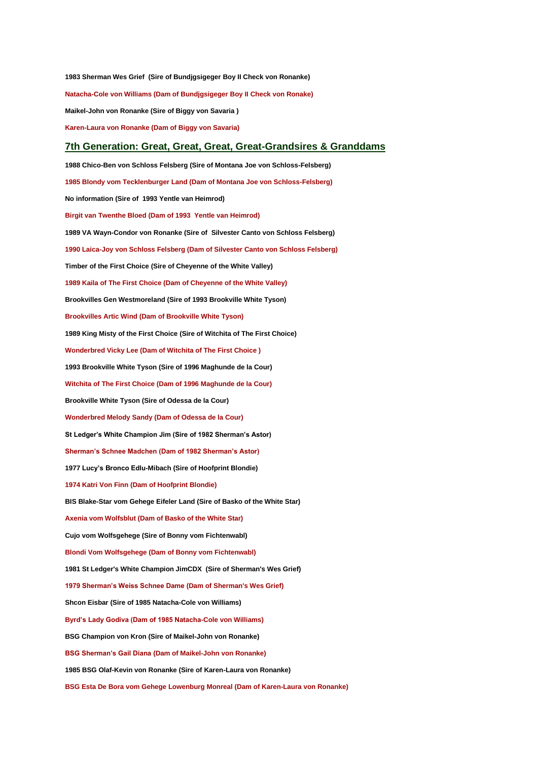**1983 Sherman Wes Grief (Sire of Bundjgsigeger Boy II Check von Ronanke)**

**Natacha-Cole von Williams (Dam of Bundjgsigeger Boy II Check von Ronake)**

**Maikel-John von Ronanke (Sire of Biggy von Savaria )**

**Karen-Laura von Ronanke (Dam of Biggy von Savaria)**

## 7th Generation: Great, Great, Great, Great-Grandsires & Granddams

**1988 Chico-Ben von Schloss Felsberg (Sire of Montana Joe von Schloss-Felsberg)**

**1985 Blondy vom Tecklenburger Land (Dam of Montana Joe von Schloss-Felsberg)**

**No information (Sire of 1993 Yentle van Heimrod)**

**Birgit van Twenthe Bloed (Dam of 1993 Yentle van Heimrod)**

**1989 VA Wayn-Condor von Ronanke (Sire of Silvester Canto von Schloss Felsberg)**

**1990 Laica-Joy von Schloss Felsberg (Dam of Silvester Canto von Schloss Felsberg)**

**Timber of the First Choice (Sire of Cheyenne of the White Valley)**

**1989 Kaila of The First Choice (Dam of Cheyenne of the White Valley)**

**Brookvilles Gen Westmoreland (Sire of 1993 Brookville White Tyson)**

**Brookvilles Artic Wind (Dam of Brookville White Tyson)**

**1989 King Misty of the First Choice (Sire of Witchita of The First Choice)**

**Wonderbred Vicky Lee (Dam of Witchita of The First Choice )**

**1993 Brookville White Tyson (Sire of 1996 Maghunde de la Cour)**

**Witchita of The First Choice (Dam of 1996 Maghunde de la Cour)**

**Brookville White Tyson (Sire of Odessa de la Cour)**

**Wonderbred Melody Sandy (Dam of Odessa de la Cour)**

**St Ledger's White Champion Jim (Sire of 1982 Sherman's Astor)**

**Sherman's Schnee Madchen (Dam of 1982 Sherman's Astor)**

**1977 Lucy's Bronco Edlu-Mibach (Sire of Hoofprint Blondie)**

**1974 Katri Von Finn (Dam of Hoofprint Blondie)**

**BIS Blake-Star vom Gehege Eifeler Land (Sire of Basko of the White Star)**

**Axenia vom Wolfsblut (Dam of Basko of the White Star)**

**Cujo vom Wolfsgehege (Sire of Bonny vom Fichtenwabl)**

**Blondi Vom Wolfsgehege (Dam of Bonny vom Fichtenwabl)**

**1981 St Ledger's White Champion JimCDX (Sire of Sherman's Wes Grief)**

**1979 Sherman's Weiss Schnee Dame (Dam of Sherman's Wes Grief)**

**Shcon Eisbar (Sire of 1985 Natacha-Cole von Williams)**

**Byrd's Lady Godiva (Dam of 1985 Natacha-Cole von Williams)**

**BSG Champion von Kron (Sire of Maikel-John von Ronanke)**

**BSG Sherman's Gail Diana (Dam of Maikel-John von Ronanke)**

**1985 BSG Olaf-Kevin von Ronanke (Sire of Karen-Laura von Ronanke)**

**BSG Esta De Bora vom Gehege Lowenburg Monreal (Dam of Karen-Laura von Ronanke)**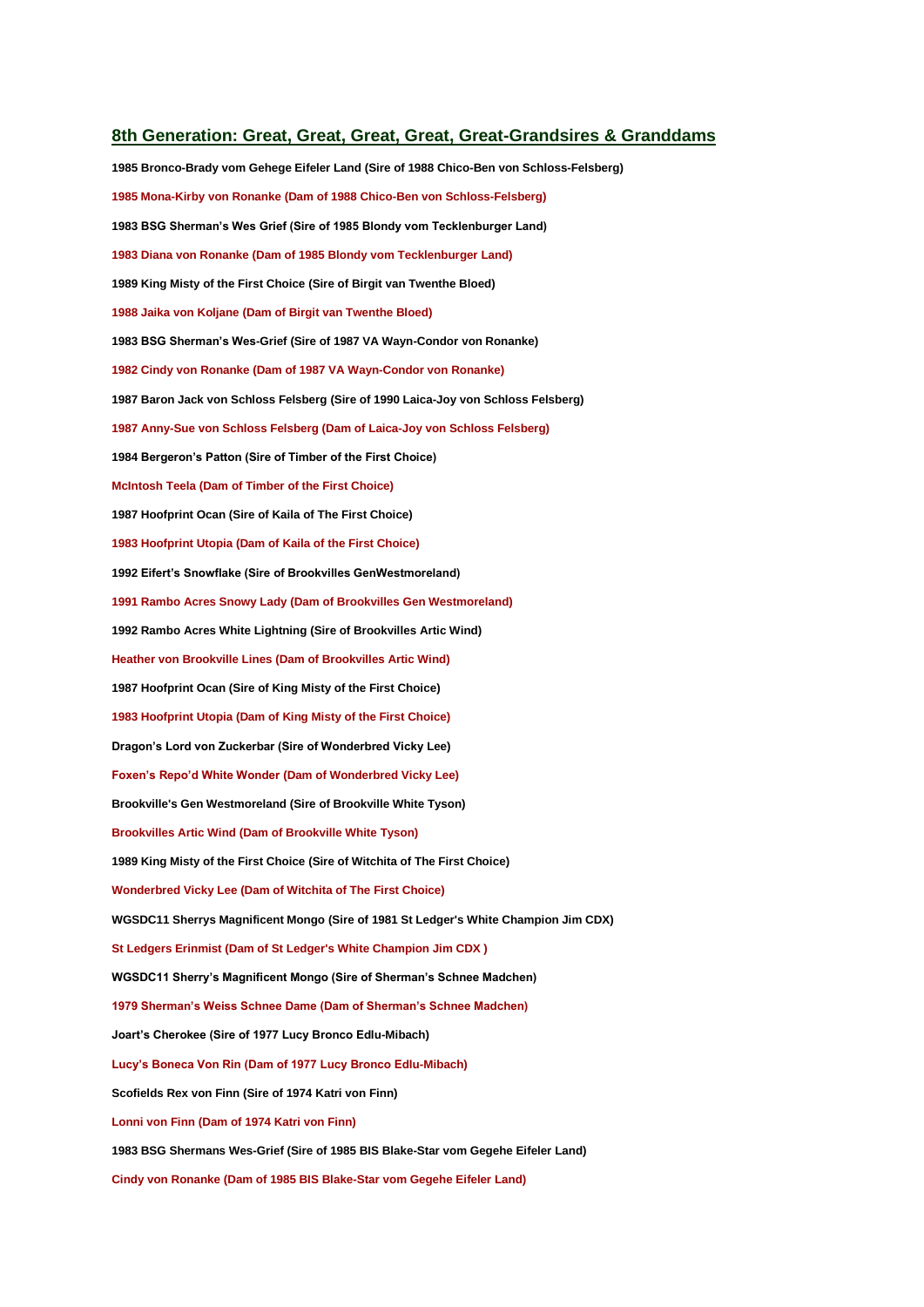## 8th Generation: Great, Great, Great, Great, Great-Grandsires & Granddams

**1985 Bronco-Brady vom Gehege Eifeler Land (Sire of 1988 Chico-Ben von Schloss-Felsberg)**

**1985 Mona-Kirby von Ronanke (Dam of 1988 Chico-Ben von Schloss-Felsberg)**

**1983 BSG Sherman's Wes Grief (Sire of 1985 Blondy vom Tecklenburger Land)**

**1983 Diana von Ronanke (Dam of 1985 Blondy vom Tecklenburger Land)**

**1989 King Misty of the First Choice (Sire of Birgit van Twenthe Bloed)**

**1988 Jaika von Koljane (Dam of Birgit van Twenthe Bloed)**

**1983 BSG Sherman's Wes-Grief (Sire of 1987 VA Wayn-Condor von Ronanke)**

**1982 Cindy von Ronanke (Dam of 1987 VA Wayn-Condor von Ronanke)**

**1987 Baron Jack von Schloss Felsberg (Sire of 1990 Laica-Joy von Schloss Felsberg)**

**1987 Anny-Sue von Schloss Felsberg (Dam of Laica-Joy von Schloss Felsberg)**

**1984 Bergeron's Patton (Sire of Timber of the First Choice)**

**McIntosh Teela (Dam of Timber of the First Choice)**

**1987 Hoofprint Ocan (Sire of Kaila of The First Choice)**

**1983 Hoofprint Utopia (Dam of Kaila of the First Choice)**

**1992 Eifert's Snowflake (Sire of Brookvilles GenWestmoreland)**

**1991 Rambo Acres Snowy Lady (Dam of Brookvilles Gen Westmoreland)**

**1992 Rambo Acres White Lightning (Sire of Brookvilles Artic Wind)**

**Heather von Brookville Lines (Dam of Brookvilles Artic Wind)**

**1987 Hoofprint Ocan (Sire of King Misty of the First Choice)**

**1983 Hoofprint Utopia (Dam of King Misty of the First Choice)**

**Dragon's Lord von Zuckerbar (Sire of Wonderbred Vicky Lee)**

**Foxen's Repo'd White Wonder (Dam of Wonderbred Vicky Lee)**

**Brookville's Gen Westmoreland (Sire of Brookville White Tyson)**

**Brookvilles Artic Wind (Dam of Brookville White Tyson)**

**1989 King Misty of the First Choice (Sire of Witchita of The First Choice)**

**Wonderbred Vicky Lee (Dam of Witchita of The First Choice)**

**WGSDC11 Sherrys Magnificent Mongo (Sire of 1981 St Ledger's White Champion Jim CDX)**

**St Ledgers Erinmist (Dam of St Ledger's White Champion Jim CDX )**

**WGSDC11 Sherry's Magnificent Mongo (Sire of Sherman's Schnee Madchen)**

**1979 Sherman's Weiss Schnee Dame (Dam of Sherman's Schnee Madchen)**

**Joart's Cherokee (Sire of 1977 Lucy Bronco Edlu-Mibach)**

**Lucy's Boneca Von Rin (Dam of 1977 Lucy Bronco Edlu-Mibach)**

**Scofields Rex von Finn (Sire of 1974 Katri von Finn)**

**Lonni von Finn (Dam of 1974 Katri von Finn)**

**1983 BSG Shermans Wes-Grief (Sire of 1985 BIS Blake-Star vom Gegehe Eifeler Land)**

**Cindy von Ronanke (Dam of 1985 BIS Blake-Star vom Gegehe Eifeler Land)**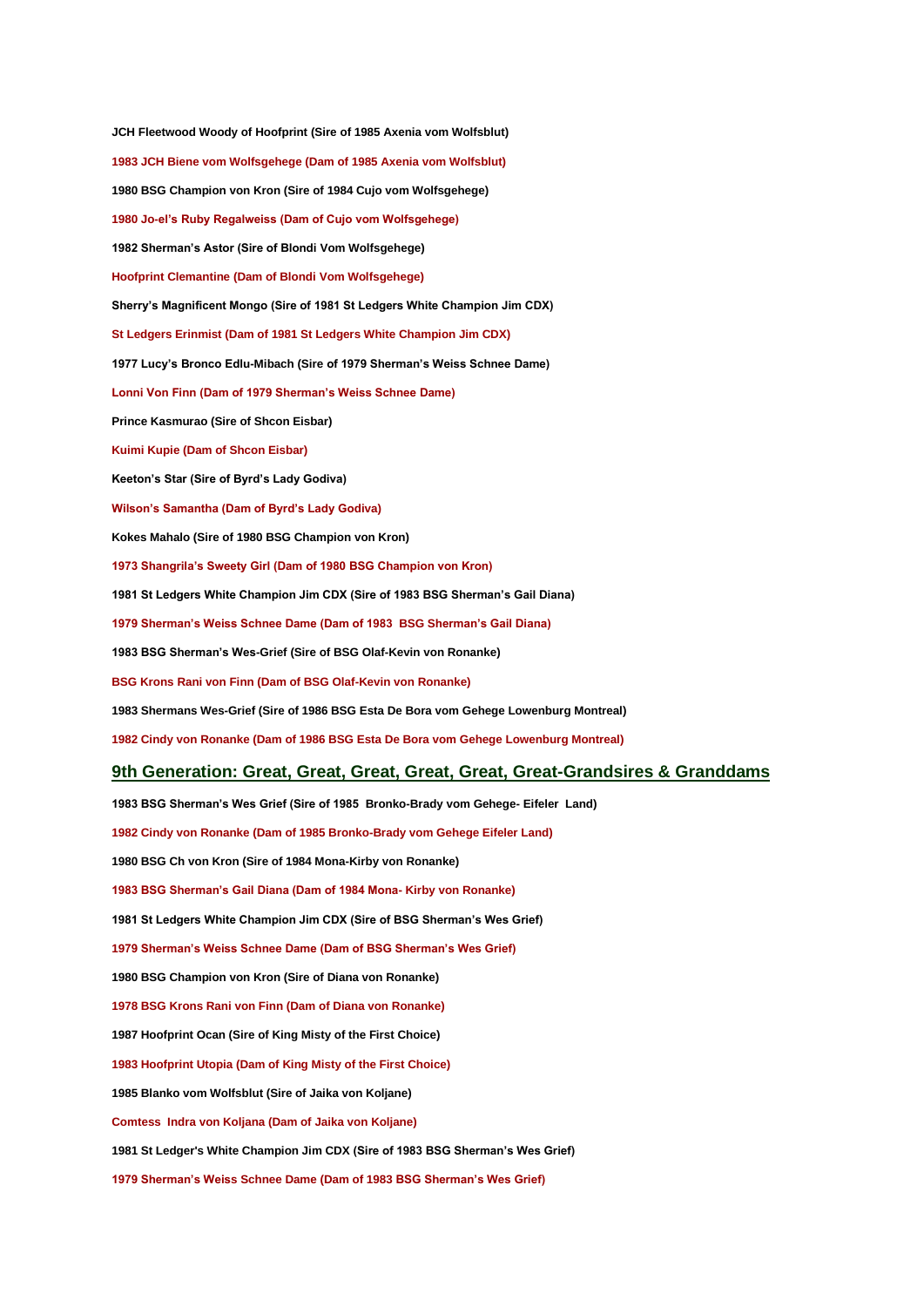**JCH Fleetwood Woody of Hoofprint (Sire of 1985 Axenia vom Wolfsblut)**

**1983 JCH Biene vom Wolfsgehege (Dam of 1985 Axenia vom Wolfsblut)**

**1980 BSG Champion von Kron (Sire of 1984 Cujo vom Wolfsgehege)**

**1980 Jo-el's Ruby Regalweiss (Dam of Cujo vom Wolfsgehege)**

**1982 Sherman's Astor (Sire of Blondi Vom Wolfsgehege)**

**Hoofprint Clementine (Dam of Blondi Vom Wolfsgehege)**

**Sherry's Magnificent Mongo (Sire of 1981 St Ledgers White Champion Jim CDX)**

**St Ledgers Erinmist (Dam of 1981 St Ledgers White Champion Jim CDX)**

**1977 Lucy's Bronco Edlu-Mibach (Sire of 1979 Sherman's Weiss Schnee Dame)**

**Lonni Von Finn (Dam of 1979 Sherman's Weiss Schnee Dame)**

**Prince Kasmurao (Sire of Shcon Eisbar)**

**Kuimi Kupie (Dam of Shcon Eisbar)**

**Keeton's Star (Sire of Byrd's Lady Godiva)**

**Wilson's Samantha (Dam of Byrd's Lady Godiva)**

**Kokes Mahalo (Sire of 1980 BSG Champion von Kron)**

**1973 Shangrila's Sweety Girl (Dam of 1980 BSG Champion von Kron)**

**1981 St Ledgers White Champion Jim CDX (Sire of 1983 BSG Sherman's Gail Diana)**

**1979 Sherman's Weiss Schnee Dame (Dam of 1983 BSG Sherman's Gail Diana)**

**1983 BSG Sherman's Wes-Grief (Sire of BSG Olaf-Kevin von Ronanke)**

**BSG Krons Rani von Finn (Dam of BSG Olaf-Kevin von Ronanke)**

**1983 Shermans Wes-Grief (Sire of 1986 BSG Esta De Bora vom Gehege Lowenburg Montreal)**

**1982 Cindy von Ronanke (Dam of 1986 BSG Esta De Bora vom Gehege Lowenburg Montreal)**

## 9th Generation: Great, Great, Great, Great, Great, Great-Grandsires & Granddams

**1983 BSG Sherman's Wes Grief (Sire of 1985 Bronko-Brady vom Gehege- Eifeler Land)**

**1982 Cindy von Ronanke (Dam of 1985 Bronko-Brady vom Gehege Eifeler Land)**

**1980 BSG Ch von Kron (Sire of 1984 Mona-Kirby von Ronanke)**

**1983 BSG Sherman's Gail Diana (Dam of 1984 Mona- Kirby von Ronanke)**

**1981 St Ledgers White Champion Jim CDX (Sire of BSG Sherman's Wes Grief)**

**1979 Sherman's Weiss Schnee Dame (Dam of BSG Sherman's Wes Grief)**

**1980 BSG Champion von Kron (Sire of Diana von Ronanke)**

**1978 BSG Krons Rani von Finn (Dam of Diana von Ronanke)**

**1987 Hoofprint Ocan (Sire of King Misty of the First Choice)**

**1983 Hoofprint Utopia (Dam of King Misty of the First Choice)**

**1985 Blanko vom Wolfsblut (Sire of Jaika von Koljane)**

**Comtess Indra von Koljana (Dam of Jaika von Koljane)**

**1981 St Ledger's White Champion Jim CDX (Sire of 1983 BSG Sherman's Wes Grief)**

**1979 Sherman's Weiss Schnee Dame (Dam of 1983 BSG Sherman's Wes Grief)**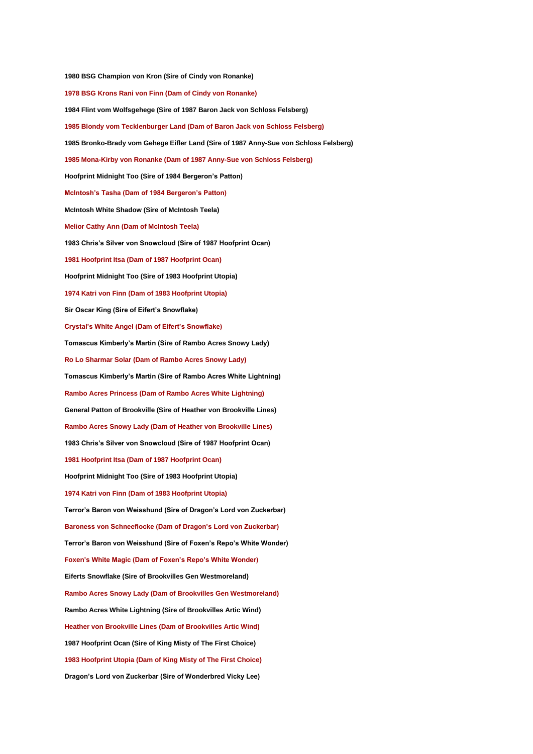**1980 BSG Champion von Kron (Sire of Cindy von Ronanke)**

**1978 BSG Krons Rani von Finn (Dam of Cindy von Ronanke)**

**1984 Flint vom Wolfsgehege (Sire of 1987 Baron Jack von Schloss Felsberg)**

**1985 Blondy vom Tecklenburger Land (Dam of Baron Jack von Schloss Felsberg)**

**1985 Bronko-Brady vom Gehege Eifler Land (Sire of 1987 Anny-Sue von Schloss Felsberg)**

**1985 Mona-Kirby von Ronanke (Dam of 1987 Anny-Sue von Schloss Felsberg)**

**Hoofprint Midnight Too (Sire of 1984 Bergeron's Patton)**

**McIntosh's Tasha (Dam of 1984 Bergeron's Patton)**

**McIntosh White Shadow (Sire of McIntosh Teela)**

**Melior Cathy Ann (Dam of McIntosh Teela)**

**1983 Chris's Silver von Snowcloud (Sire of 1987 Hoofprint Ocan)**

**1981 Hoofprint Itsa (Dam of 1987 Hoofprint Ocan)**

**Hoofprint Midnight Too (Sire of 1983 Hoofprint Utopia)**

**1974 Katri von Finn (Dam of 1983 Hoofprint Utopia)**

**Sir Oscar King (Sire of Eifert's Snowflake)**

**Crystal's White Angel (Dam of Eifert's Snowflake)**

**Tomascus Kimberly's Martin (Sire of Rambo Acres Snowy Lady)**

**Ro Lo Sharmar Solar (Dam of Rambo Acres Snowy Lady)**

**Tomascus Kimberly's Martin (Sire of Rambo Acres White Lightning)**

**Rambo Acres Princess (Dam of Rambo Acres White Lightning)**

**General Patton of Brookville (Sire of Heather von Brookville Lines)**

**Rambo Acres Snowy Lady (Dam of Heather von Brookville Lines)**

**1983 Chris's Silver von Snowcloud (Sire of 1987 Hoofprint Ocan)**

**1981 Hoofprint Itsa (Dam of 1987 Hoofprint Ocan)**

**Hoofprint Midnight Too (Sire of 1983 Hoofprint Utopia)**

**1974 Katri von Finn (Dam of 1983 Hoofprint Utopia)**

**Terror's Baron von Weisshund (Sire of Dragon's Lord von Zuckerbar)**

**Baroness von Schneeflocke (Dam of Dragon's Lord von Zuckerbar)**

**Terror's Baron von Weisshund (Sire of Foxen's Repo's White Wonder)**

**Foxen's White Magic (Dam of Foxen's Repo's White Wonder)**

**Eiferts Snowflake (Sire of Brookvilles Gen Westmoreland)**

**Rambo Acres Snowy Lady (Dam of Brookvilles Gen Westmoreland)**

**Rambo Acres White Lightning (Sire of Brookvilles Artic Wind)**

**Heather von Brookville Lines (Dam of Brookvilles Artic Wind)**

**1987 Hoofprint Ocan (Sire of King Misty of The First Choice)**

**1983 Hoofprint Utopia (Dam of King Misty of The First Choice)**

**Dragon's Lord von Zuckerbar (Sire of Wonderbred Vicky Lee)**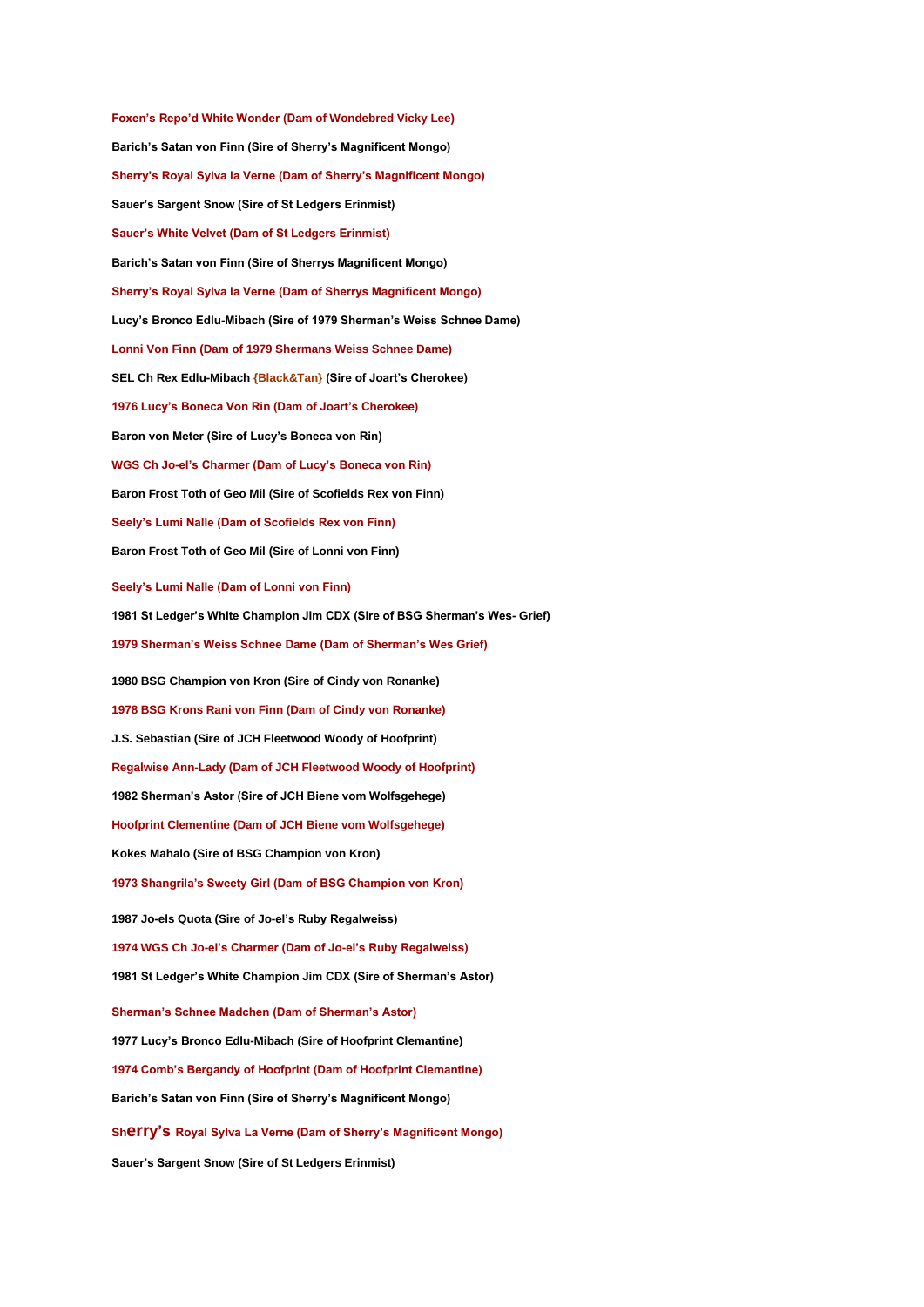**Foxen's Repo'd White Wonder (Dam of Wondebred Vicky Lee)**

**Barich's Satan von Finn (Sire of Sherry's Magnificent Mongo)**

**Sherry's Royal Sylva la Verne (Dam of Sherry's Magnificent Mongo)**

**Sauer's Sargent Snow (Sire of St Ledgers Erinmist)**

**Sauer's White Velvet (Dam of St Ledgers Erinmist)**

**Barich's Satan von Finn (Sire of Sherrys Magnificent Mongo)**

**Sherry's Royal Sylva la Verne (Dam of Sherrys Magnificent Mongo)**

**Lucy's Bronco Edlu-Mibach (Sire of 1979 Sherman's Weiss Schnee Dame)**

**Lonni Von Finn (Dam of 1979 Shermans Weiss Schnee Dame)**

**SEL Ch Rex Edlu-Mibach {Black&Tan} (Sire of Joart's Cherokee)**

**1976 Lucy's Boneca Von Rin (Dam of Joart's Cherokee)**

**Baron von Meter (Sire of Lucy's Boneca von Rin)**

**WGS Ch Jo-el's Charmer (Dam of Lucy's Boneca von Rin)**

**Baron Frost Toth of Geo Mil (Sire of Scofields Rex von Finn)**

**Seely's Lumi Nalle (Dam of Scofields Rex von Finn)**

**Baron Frost Toth of Geo Mil (Sire of Lonni von Finn)**

**Seely's Lumi Nalle (Dam of Lonni von Finn)**

**1981 St Ledger's White Champion Jim CDX (Sire of BSG Sherman's Wes- Grief)**

**1979 Sherman's Weiss Schnee Dame (Dam of Sherman's Wes Grief)**

**1980 BSG Champion von Kron (Sire of Cindy von Ronanke)**

**1978 BSG Krons Rani von Finn (Dam of Cindy von Ronanke)**

**J.S. Sebastian (Sire of JCH Fleetwood Woody of Hoofprint)**

**Regalwise Ann-Lady (Dam of JCH Fleetwood Woody of Hoofprint)**

**1982 Sherman's Astor (Sire of JCH Biene vom Wolfsgehege)**

**Hoofprint Clementine (Dam of JCH Biene vom Wolfsgehege)**

**Kokes Mahalo (Sire of BSG Champion von Kron)**

**1973 Shangrila's Sweety Girl (Dam of BSG Champion von Kron)**

**1987 Jo-els Quota (Sire of Jo-el's Ruby Regalweiss)**

**1974 WGS Ch Jo-el's Charmer (Dam of Jo-el's Ruby Regalweiss)**

**1981 St Ledger's White Champion Jim CDX (Sire of Sherman's Astor)**

**Sherman's Schnee Madchen (Dam of Sherman's Astor)**

**1977 Lucy's Bronco Edlu-Mibach (Sire of Hoofprint Clementine)**

**1974 Comb's Bergandy of Hoofprint (Dam of Hoofprint Clementine)**

**Barich's Satan von Finn (Sire of Sherry's Magnificent Mongo)**

**Sherry's Royal Sylva La Verne (Dam of Sherry's Magnificent Mongo)**

**Sauer's Sargent Snow (Sire of St Ledgers Erinmist)**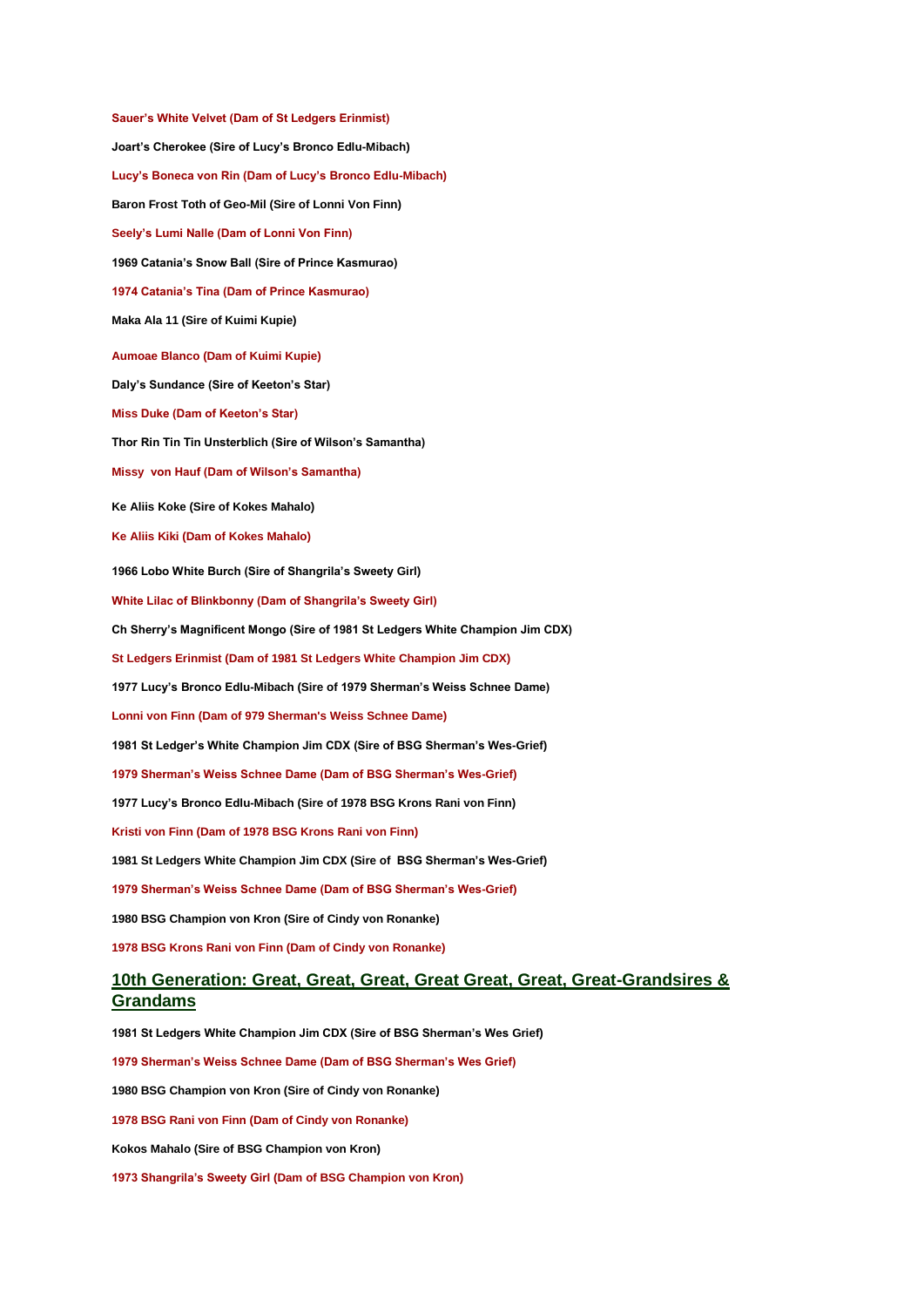**Sauer's White Velvet (Dam of St Ledgers Erinmist)**

**Joart's Cherokee (Sire of Lucy's Bronco Edlu-Mibach)**

**Lucy's Boneca von Rin (Dam of Lucy's Bronco Edlu-Mibach)**

**Baron Frost Toth of Geo-Mil (Sire of Lonni Von Finn)**

**Seely's Lumi Nalle (Dam of Lonni Von Finn)**

**1969 Catania's Snow Ball (Sire of Prince Kasmurao)**

**1974 Catania's Tina (Dam of Prince Kasmurao)**

**Maka Ala 11 (Sire of Kuimi Kupie)**

**Aumoae Blanco (Dam of Kuimi Kupie)**

**Daly's Sundance (Sire of Keeton's Star)**

**Miss Duke (Dam of Keeton's Star)**

**Thor Rin Tin Tin Unsterblich (Sire of Wilson's Samantha)**

**Missy von Hauf (Dam of Wilson's Samantha)**

**Ke Aliis Koke (Sire of Kokes Mahalo)**

**Ke Aliis Kiki (Dam of Kokes Mahalo)**

**1966 Lobo White Burch (Sire of Shangrila's Sweety Girl)**

**White Lilac of Blinkbonny (Dam of Shangrila's Sweety Girl)**

**Ch Sherry's Magnificent Mongo (Sire of 1981 St Ledgers White Champion Jim CDX)**

**St Ledgers Erinmist (Dam of 1981 St Ledgers White Champion Jim CDX)**

**1977 Lucy's Bronco Edlu-Mibach (Sire of 1979 Sherman's Weiss Schnee Dame)**

**Lonni von Finn (Dam of 979 Sherman's Weiss Schnee Dame)**

**1981 St Ledger's White Champion Jim CDX (Sire of BSG Sherman's Wes-Grief)**

**1979 Sherman's Weiss Schnee Dame (Dam of BSG Sherman's Wes-Grief)**

**1977 Lucy's Bronco Edlu-Mibach (Sire of 1978 BSG Krons Rani von Finn)**

**Kristi von Finn (Dam of 1978 BSG Krons Rani von Finn)**

**1981 St Ledgers White Champion Jim CDX (Sire of BSG Sherman's Wes-Grief)**

**1979 Sherman's Weiss Schnee Dame (Dam of BSG Sherman's Wes-Grief)**

**1980 BSG Champion von Kron (Sire of Cindy von Ronanke)**

**1978 BSG Krons Rani von Finn (Dam of Cindy von Ronanke)**

## 10th Generation: Great, Great, Great, Great Great, Great, Great-Grandsires & Grandams

**1981 St Ledgers White Champion Jim CDX (Sire of BSG Sherman's Wes Grief)**

**1979 Sherman's Weiss Schnee Dame (Dam of BSG Sherman's Wes Grief)**

**1980 BSG Champion von Kron (Sire of Cindy von Ronanke)**

**1978 BSG Rani von Finn (Dam of Cindy von Ronanke)**

**Kokos Mahalo (Sire of BSG Champion von Kron)**

**1973 Shangrila's Sweety Girl (Dam of BSG Champion von Kron)**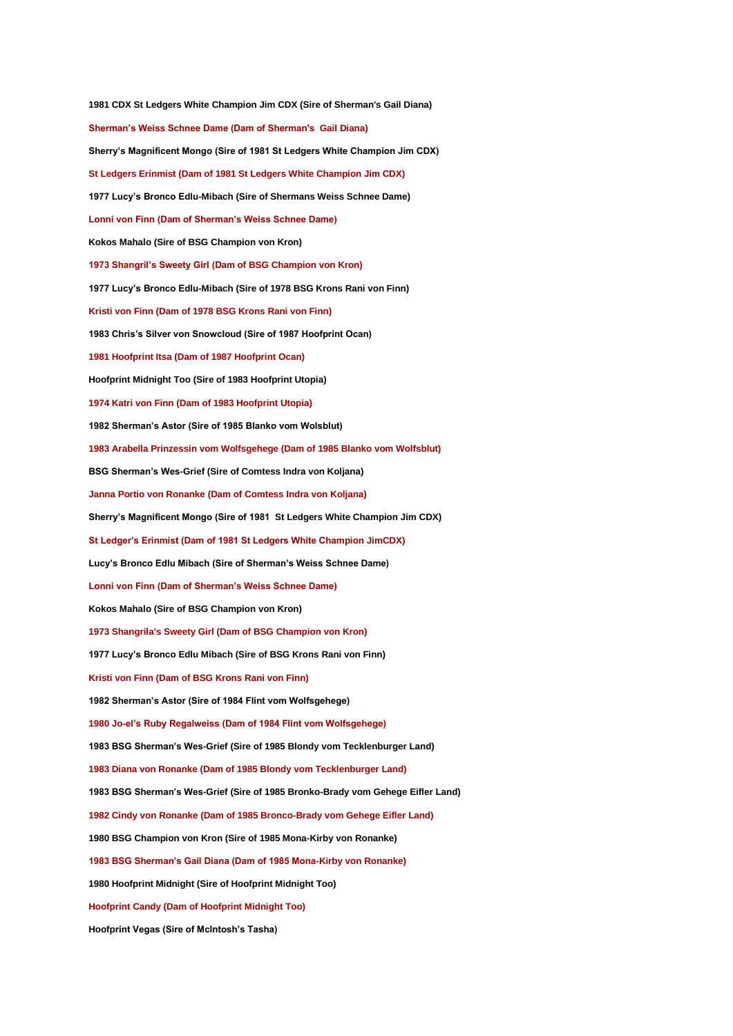**1981 CDX St Ledgers White Champion Jim CDX (Sire of Sherman's Gail Diana)**

**Sherman's Weiss Schnee Dame (Dam of Sherman's  Gail Diana)**

**Sherry's Magnificent Mongo (Sire of 1981 St Ledgers White Champion Jim CDX)**

**St Ledgers Erinmist (Dam of 1981 St Ledgers White Champion Jim CDX)**

**1977 Lucy's Bronco Edlu-Mibach (Sire of Shermans Weiss Schnee Dame)**

**Lonni von Finn (Dam of Sherman's Weiss Schnee Dame)**

**Kokos Mahalo (Sire of BSG Champion von Kron)**

**1973 Shangril's Sweety Girl (Dam of BSG Champion von Kron)**

**1977 Lucy's Bronco Edlu-Mibach (Sire of 1978 BSG Krons Rani von Finn)**

**Kristi von Finn (Dam of 1978 BSG Krons Rani von Finn)**

**1983 Chris's Silver von Snowcloud (Sire of 1987 Hoofprint Ocan)**

**1981 Hoofprint Itsa (Dam of 1987 Hoofprint Ocan)**

**Hoofprint Midnight Too (Sire of 1983 Hoofprint Utopia)**

**1974 Katri von Finn (Dam of 1983 Hoofprint Utopia)**

**1982 Sherman's Astor (Sire of 1985 Blanko vom Wolsblut)**

**1983 Arabella Prinzessin vom Wolfsgehege (Dam of 1985 Blanko vom Wolfsblut)**

**BSG Sherman's Wes-Grief (Sire of Comtess Indra von Koljana)**

**Janna Portio von Ronanke (Dam of Comtess Indra von Koljana)**

**Sherry's Magnificent Mongo (Sire of 1981  St Ledgers White Champion Jim CDX)**

**St Ledger's Erinmist (Dam of 1981 St Ledgers White Champion JimCDX)**

**Lucy's Bronco Edlu Mibach (Sire of Sherman's Weiss Schnee Dame)**

**Lonni von Finn (Dam of Sherman's Weiss Schnee Dame)**

**Kokos Mahalo (Sire of BSG Champion von Kron)**

**1973 Shangrila's Sweety Girl (Dam of BSG Champion von Kron)**

**1977 Lucy's Bronco Edlu Mibach (Sire of BSG Krons Rani von Finn)**

**Kristi von Finn (Dam of BSG Krons Rani von Finn)**

**1982 Sherman's Astor (Sire of 1984 Flint vom Wolfsgehege)**

**1980 Jo-el's Ruby Regalweiss (Dam of 1984 Flint vom Wolfsgehege)**

**1983 BSG Sherman's Wes-Grief (Sire of 1985 Blondy vom Tecklenburger Land)**

**1983 Diana von Ronanke (Dam of 1985 Blondy vom Tecklenburger Land)**

**1983 BSG Sherman's Wes-Grief (Sire of 1985 Bronko-Brady vom Gehege Eifler Land)**

**1982 Cindy von Ronanke (Dam of 1985 Bronco-Brady vom Gehege Eifler Land)**

**1980 BSG Champion von Kron (Sire of 1985 Mona-Kirby von Ronanke)**

**1983 BSG Sherman's Gail Diana (Dam of 1985 Mona-Kirby von Ronanke)**

**1980 Hoofprint Midnight (Sire of Hoofprint Midnight Too)**

**Hoofprint Candy (Dam of Hoofprint Midnight Too)**

**Hoofprint Vegas (Sire of McIntosh's Tasha)**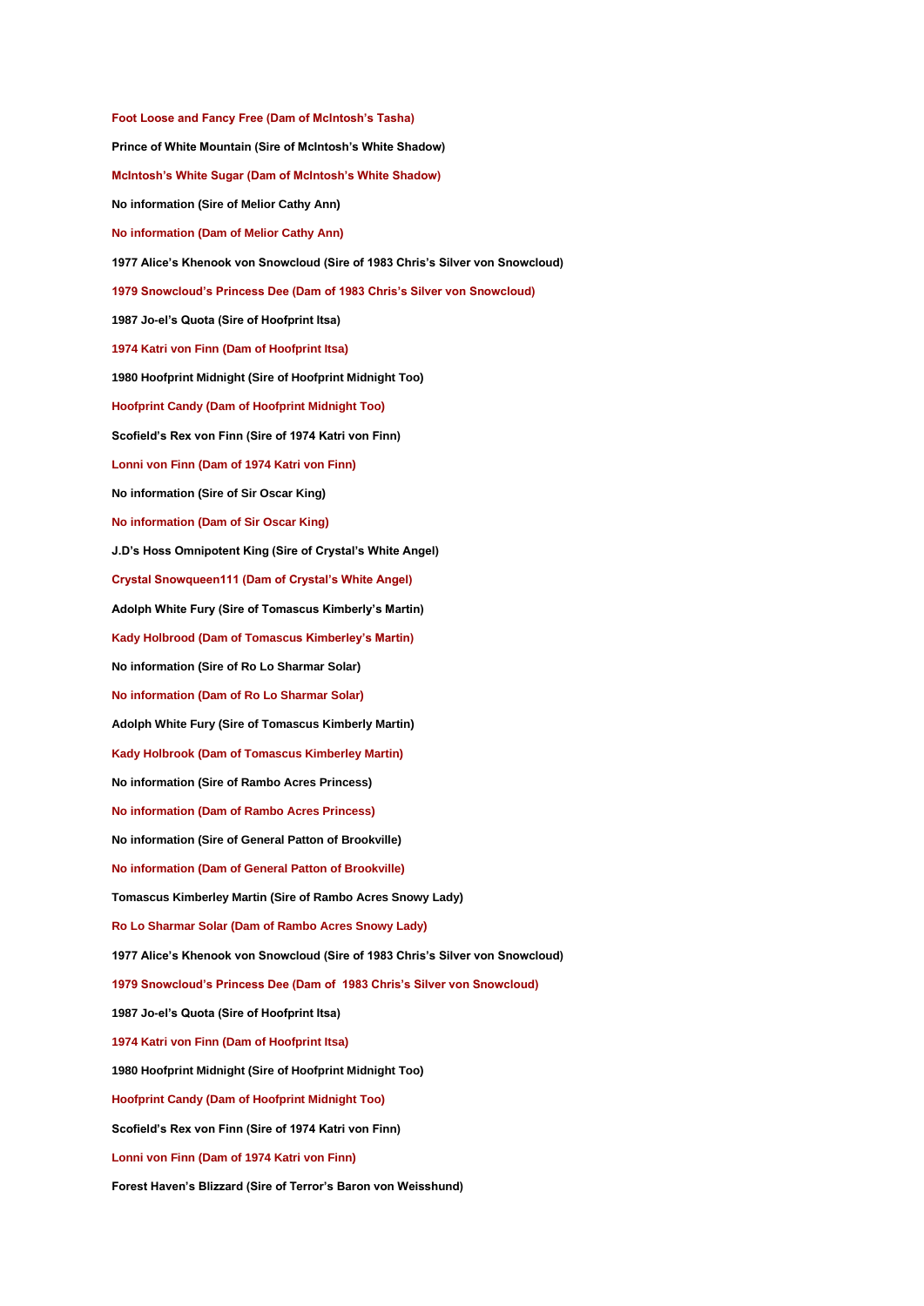**Foot Loose and Fancy Free (Dam of McIntosh's Tasha)**

**Prince of White Mountain (Sire of McIntosh's White Shadow)**

**McIntosh's White Sugar (Dam of McIntosh's White Shadow)**

**No information (Sire of Melior Cathy Ann)**

**No information (Dam of Melior Cathy Ann)**

**1977 Alice's Khenook von Snowcloud (Sire of 1983 Chris's Silver von Snowcloud)**

**1979 Snowcloud's Princess Dee (Dam of 1983 Chris's Silver von Snowcloud)**

**1987 Jo-el's Quota (Sire of Hoofprint Itsa)**

**1974 Katri von Finn (Dam of Hoofprint Itsa)**

**1980 Hoofprint Midnight (Sire of Hoofprint Midnight Too)**

**Hoofprint Candy (Dam of Hoofprint Midnight Too)**

**Scofield's Rex von Finn (Sire of 1974 Katri von Finn)**

**Lonni von Finn (Dam of 1974 Katri von Finn)**

**No information (Sire of Sir Oscar King)**

**No information (Dam of Sir Oscar King)**

**J.D's Hoss Omnipotent King (Sire of Crystal's White Angel)**

**Crystal Snowqueen111 (Dam of Crystal's White Angel)**

**Adolph White Fury (Sire of Tomascus Kimberly's Martin)**

**Kady Holbrood (Dam of Tomascus Kimberley's Martin)**

**No information (Sire of Ro Lo Sharmar Solar)**

**No information (Dam of Ro Lo Sharmar Solar)**

**Adolph White Fury (Sire of Tomascus Kimberly Martin)**

**Kady Holbrook (Dam of Tomascus Kimberley Martin)**

**No information (Sire of Rambo Acres Princess)**

**No information (Dam of Rambo Acres Princess)**

**No information (Sire of General Patton of Brookville)**

**No information (Dam of General Patton of Brookville)**

**Tomascus Kimberley Martin (Sire of Rambo Acres Snowy Lady)**

**Ro Lo Sharmar Solar (Dam of Rambo Acres Snowy Lady)**

**1977 Alice's Khenook von Snowcloud (Sire of 1983 Chris's Silver von Snowcloud)**

**1979 Snowcloud's Princess Dee (Dam of 1983 Chris's Silver von Snowcloud)**

**1987 Jo-el's Quota (Sire of Hoofprint Itsa)**

**1974 Katri von Finn (Dam of Hoofprint Itsa)**

**1980 Hoofprint Midnight (Sire of Hoofprint Midnight Too)**

**Hoofprint Candy (Dam of Hoofprint Midnight Too)**

**Scofield's Rex von Finn (Sire of 1974 Katri von Finn)**

**Lonni von Finn (Dam of 1974 Katri von Finn)**

**Forest Haven's Blizzard (Sire of Terror's Baron von Weisshund)**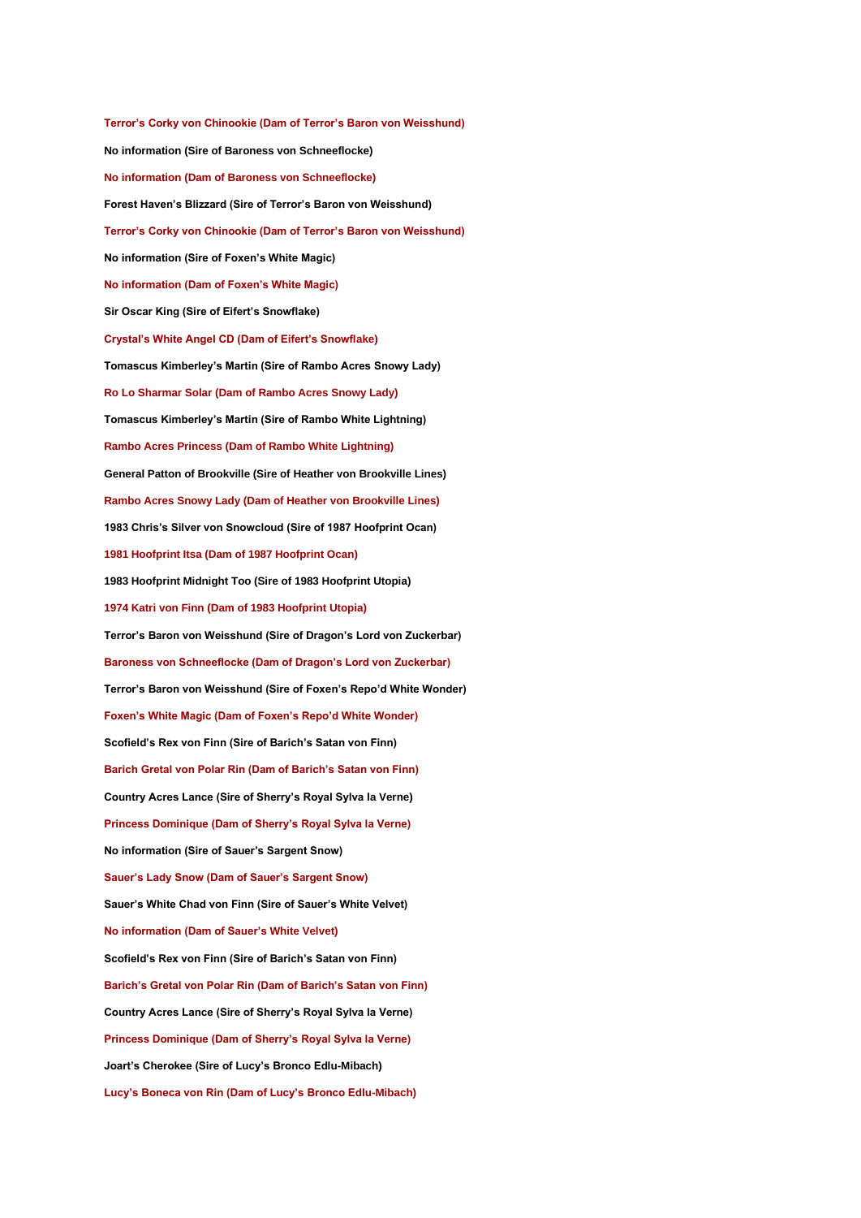**Terror's Corky von Chinookie (Dam of Terror's Baron von Weisshund)**

**No information (Sire of Baroness von Schneeflocke)**

**No information (Dam of Baroness von Schneeflocke)**

**Forest Haven's Blizzard (Sire of Terror's Baron von Weisshund)**

**Terror's Corky von Chinookie (Dam of Terror's Baron von Weisshund)**

**No information (Sire of Foxen's White Magic)**

**No information (Dam of Foxen's White Magic)**

**Sir Oscar King (Sire of Eifert's Snowflake)**

**Crystal's White Angel CD (Dam of Eifert's Snowflake)**

**Tomascus Kimberley's Martin (Sire of Rambo Acres Snowy Lady)**

**Ro Lo Sharmar Solar (Dam of Rambo Acres Snowy Lady)**

**Tomascus Kimberley's Martin (Sire of Rambo White Lightning)**

**Rambo Acres Princess (Dam of Rambo White Lightning)**

**General Patton of Brookville (Sire of Heather von Brookville Lines)**

**Rambo Acres Snowy Lady (Dam of Heather von Brookville Lines)**

**1983 Chris's Silver von Snowcloud (Sire of 1987 Hoofprint Ocan)**

**1981 Hoofprint Itsa (Dam of 1987 Hoofprint Ocan)**

**1983 Hoofprint Midnight Too (Sire of 1983 Hoofprint Utopia)**

**1974 Katri von Finn (Dam of 1983 Hoofprint Utopia)**

**Terror's Baron von Weisshund (Sire of Dragon's Lord von Zuckerbar)**

**Baroness von Schneeflocke (Dam of Dragon's Lord von Zuckerbar)**

**Terror's Baron von Weisshund (Sire of Foxen's Repo'd White Wonder)**

**Foxen's White Magic (Dam of Foxen's Repo'd White Wonder)**

**Scofield's Rex von Finn (Sire of Barich's Satan von Finn)**

**Barich Gretal von Polar Rin (Dam of Barich's Satan von Finn)**

**Country Acres Lance (Sire of Sherry's Royal Sylva la Verne)**

**Princess Dominique (Dam of Sherry's Royal Sylva la Verne)**

**No information (Sire of Sauer's Sargent Snow)**

**Sauer's Lady Snow (Dam of Sauer's Sargent Snow)**

**Sauer's White Chad von Finn (Sire of Sauer's White Velvet)**

**No information (Dam of Sauer's White Velvet)**

**Scofield's Rex von Finn (Sire of Barich's Satan von Finn)**

**Barich's Gretal von Polar Rin (Dam of Barich's Satan von Finn)**

**Country Acres Lance (Sire of Sherry's Royal Sylva la Verne)**

**Princess Dominique (Dam of Sherry's Royal Sylva la Verne)**

**Joart's Cherokee (Sire of Lucy's Bronco Edlu-Mibach)**

**Lucy's Boneca von Rin (Dam of Lucy's Bronco Edlu-Mibach)**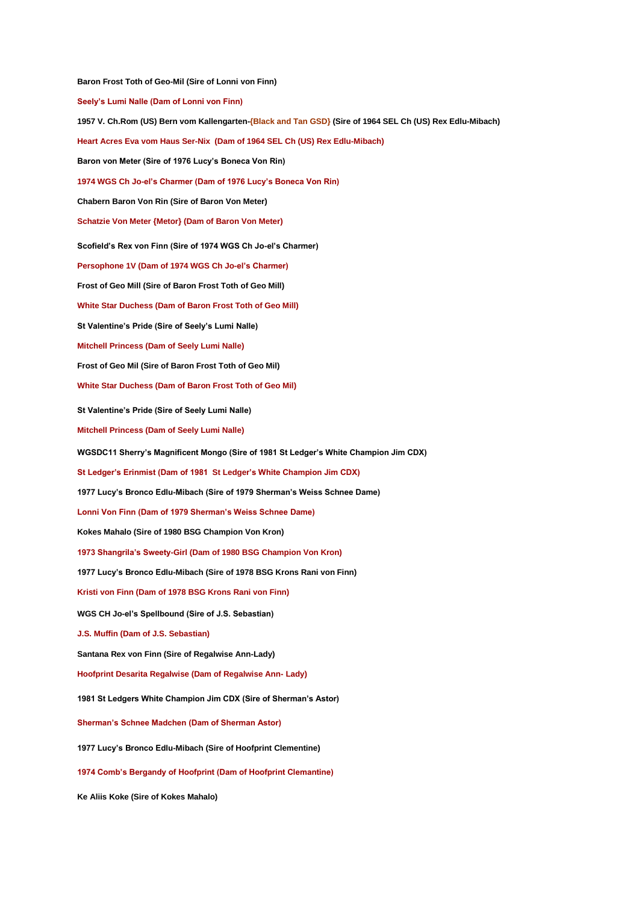**Baron Frost Toth of Geo-Mil (Sire of Lonni von Finn)**

**Seely's Lumi Nalle (Dam of Lonni von Finn)**

**1957 V. Ch.Rom (US) Bern vom Kallengarten-{Black and Tan GSD} (Sire of 1964 SEL Ch (US) Rex Edlu-Mibach)**

**Heart Acres Eva vom Haus Ser-Nix (Dam of 1964 SEL Ch (US) Rex Edlu-Mibach)**

**Baron von Meter (Sire of 1976 Lucy's Boneca Von Rin)**

**1974 WGS Ch Jo-el's Charmer (Dam of 1976 Lucy's Boneca Von Rin)**

**Chabern Baron Von Rin (Sire of Baron Von Meter)**

**Schatzie Von Meter {Metor} (Dam of Baron Von Meter)**

**Scofield's Rex von Finn (Sire of 1974 WGS Ch Jo-el's Charmer)**

**Persophone 1V (Dam of 1974 WGS Ch Jo-el's Charmer)**

**Frost of Geo Mill (Sire of Baron Frost Toth of Geo Mill)**

**White Star Duchess (Dam of Baron Frost Toth of Geo Mill)**

**St Valentine's Pride (Sire of Seely's Lumi Nalle)**

**Mitchell Princess (Dam of Seely Lumi Nalle)**

**Frost of Geo Mil (Sire of Baron Frost Toth of Geo Mil)**

**White Star Duchess (Dam of Baron Frost Toth of Geo Mil)**

**St Valentine's Pride (Sire of Seely Lumi Nalle)**

**Mitchell Princess (Dam of Seely Lumi Nalle)**

**WGSDC11 Sherry's Magnificent Mongo (Sire of 1981 St Ledger's White Champion Jim CDX)**

**St Ledger's Erinmist (Dam of 1981 St Ledger's White Champion Jim CDX)**

**1977 Lucy's Bronco Edlu-Mibach (Sire of 1979 Sherman's Weiss Schnee Dame)**

**Lonni Von Finn (Dam of 1979 Sherman's Weiss Schnee Dame)**

**Kokes Mahalo (Sire of 1980 BSG Champion Von Kron)**

**1973 Shangrila's Sweety-Girl (Dam of 1980 BSG Champion Von Kron)**

**1977 Lucy's Bronco Edlu-Mibach (Sire of 1978 BSG Krons Rani von Finn)**

**Kristi von Finn (Dam of 1978 BSG Krons Rani von Finn)**

**WGS CH Jo-el's Spellbound (Sire of J.S. Sebastian)**

**J.S. Muffin (Dam of J.S. Sebastian)**

**Santana Rex von Finn (Sire of Regalwise Ann-Lady)**

**Hoofprint Desarita Regalwise (Dam of Regalwise Ann- Lady)**

**1981 St Ledgers White Champion Jim CDX (Sire of Sherman's Astor)**

**Sherman's Schnee Madchen (Dam of Sherman Astor)**

**1977 Lucy's Bronco Edlu-Mibach (Sire of Hoofprint Clementine)**

**1974 Comb's Bergandy of Hoofprint (Dam of Hoofprint Clemantine)**

**Ke Aliis Koke (Sire of Kokes Mahalo)**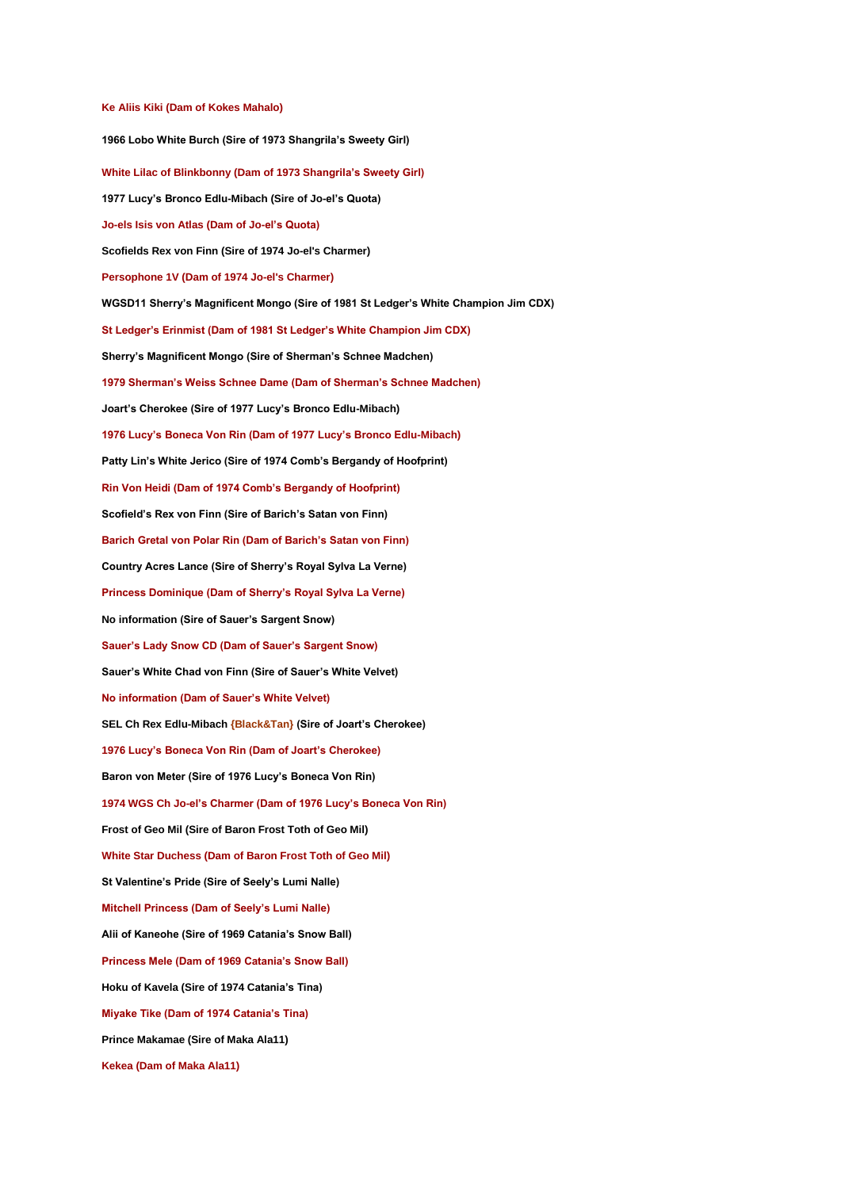**Ke Aliis Kiki (Dam of Kokes Mahalo)**

**1966 Lobo White Burch (Sire of 1973 Shangrila's Sweety Girl)**

**White Lilac of Blinkbonny (Dam of 1973 Shangrila's Sweety Girl)**

**1977 Lucy's Bronco Edlu-Mibach (Sire of Jo-el's Quota)**

**Jo-els Isis von Atlas (Dam of Jo-el's Quota)**

**Scofields Rex von Finn (Sire of 1974 Jo-el's Charmer)**

**Persophone 1V (Dam of 1974 Jo-el's Charmer)**

**WGSD11 Sherry's Magnificent Mongo (Sire of 1981 St Ledger's White Champion Jim CDX)**

**St Ledger's Erinmist (Dam of 1981 St Ledger's White Champion Jim CDX)**

**Sherry's Magnificent Mongo (Sire of Sherman's Schnee Madchen)**

**1979 Sherman's Weiss Schnee Dame (Dam of Sherman's Schnee Madchen)**

**Joart's Cherokee (Sire of 1977 Lucy's Bronco Edlu-Mibach)**

**1976 Lucy's Boneca Von Rin (Dam of 1977 Lucy's Bronco Edlu-Mibach)**

**Patty Lin's White Jerico (Sire of 1974 Comb's Bergandy of Hoofprint)**

**Rin Von Heidi (Dam of 1974 Comb's Bergandy of Hoofprint)**

**Scofield's Rex von Finn (Sire of Barich's Satan von Finn)**

**Barich Gretal von Polar Rin (Dam of Barich's Satan von Finn)**

**Country Acres Lance (Sire of Sherry's Royal Sylva La Verne)**

**Princess Dominique (Dam of Sherry's Royal Sylva La Verne)**

**No information (Sire of Sauer's Sargent Snow)**

**Sauer's Lady Snow CD (Dam of Sauer's Sargent Snow)**

**Sauer's White Chad von Finn (Sire of Sauer's White Velvet)**

**No information (Dam of Sauer's White Velvet)**

**SEL Ch Rex Edlu-Mibach {Black&Tan} (Sire of Joart's Cherokee)**

**1976 Lucy's Boneca Von Rin (Dam of Joart's Cherokee)**

**Baron von Meter (Sire of 1976 Lucy's Boneca Von Rin)**

**1974 WGS Ch Jo-el's Charmer (Dam of 1976 Lucy's Boneca Von Rin)**

**Frost of Geo Mil (Sire of Baron Frost Toth of Geo Mil)**

**White Star Duchess (Dam of Baron Frost Toth of Geo Mil)**

**St Valentine's Pride (Sire of Seely's Lumi Nalle)**

**Mitchell Princess (Dam of Seely's Lumi Nalle)**

**Alii of Kaneohe (Sire of 1969 Catania's Snow Ball)**

**Princess Mele (Dam of 1969 Catania's Snow Ball)**

**Hoku of Kavela (Sire of 1974 Catania's Tina)**

**Miyake Tike (Dam of 1974 Catania's Tina)**

**Prince Makamae (Sire of Maka Ala11)**

**Kekea (Dam of Maka Ala11)**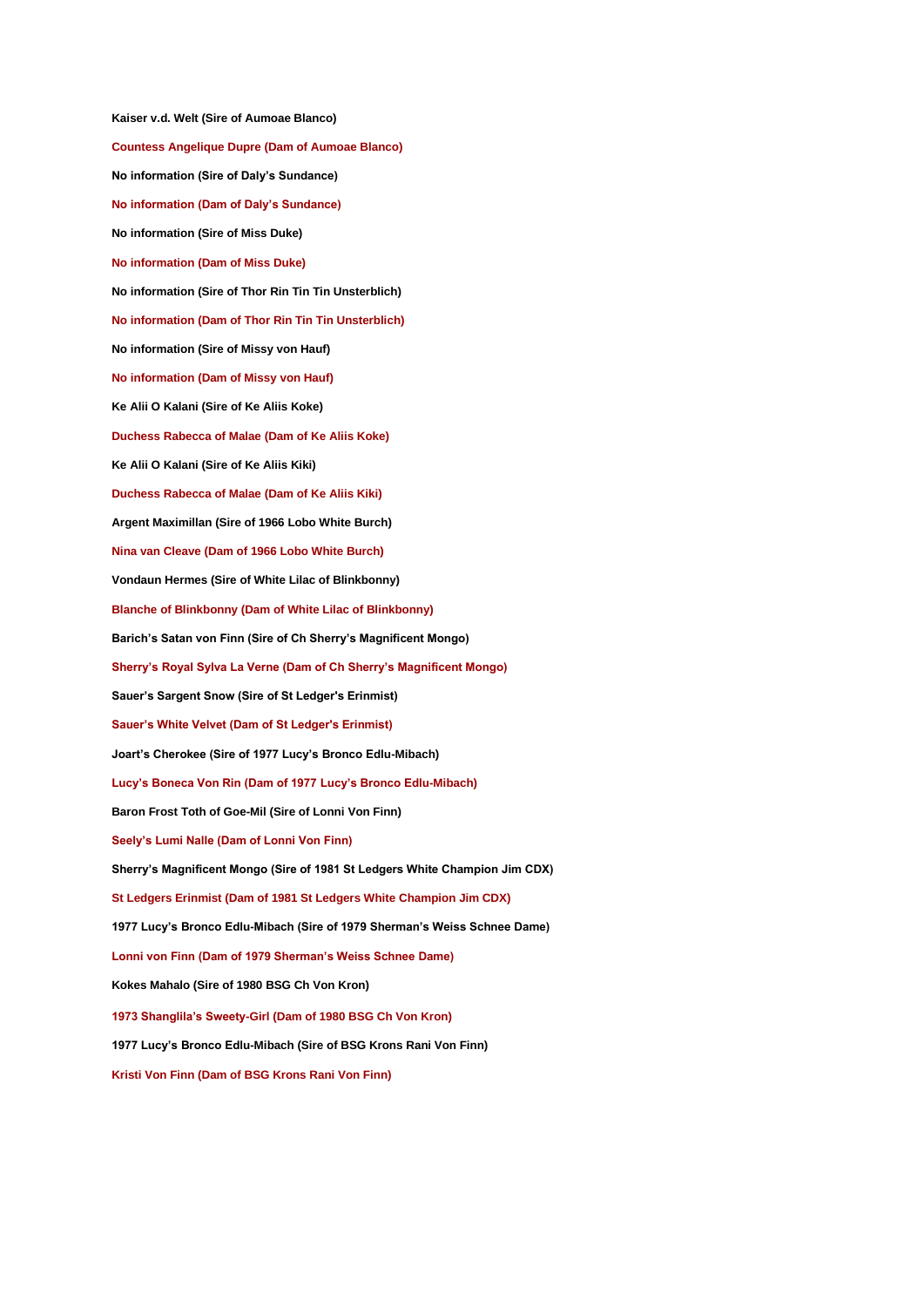**Kaiser v.d. Welt (Sire of Aumoae Blanco)**

**Countess Angelique Dupre (Dam of Aumoae Blanco)**

**No information (Sire of Daly's Sundance)**

**No information (Dam of Daly's Sundance)**

**No information (Sire of Miss Duke)**

**No information (Dam of Miss Duke)**

**No information (Sire of Thor Rin Tin Tin Unsterblich)**

**No information (Dam of Thor Rin Tin Tin Unsterblich)**

**No information (Sire of Missy von Hauf)**

**No information (Dam of Missy von Hauf)**

**Ke Alii O Kalani (Sire of Ke Aliis Koke)**

**Duchess Rabecca of Malae (Dam of Ke Aliis Koke)**

**Ke Alii O Kalani (Sire of Ke Aliis Kiki)**

**Duchess Rabecca of Malae (Dam of Ke Aliis Kiki)**

**Argent Maximillan (Sire of 1966 Lobo White Burch)**

**Nina van Cleave (Dam of 1966 Lobo White Burch)**

**Vondaun Hermes (Sire of White Lilac of Blinkbonny)**

**Blanche of Blinkbonny (Dam of White Lilac of Blinkbonny)**

**Barich's Satan von Finn (Sire of Ch Sherry's Magnificent Mongo)**

**Sherry's Royal Sylva La Verne (Dam of Ch Sherry's Magnificent Mongo)**

**Sauer's Sargent Snow (Sire of St Ledger's Erinmist)**

**Sauer's White Velvet (Dam of St Ledger's Erinmist)**

**Joart's Cherokee (Sire of 1977 Lucy's Bronco Edlu-Mibach)**

**Lucy's Boneca Von Rin (Dam of 1977 Lucy's Bronco Edlu-Mibach)**

**Baron Frost Toth of Goe-Mil (Sire of Lonni Von Finn)**

**Seely's Lumi Nalle (Dam of Lonni Von Finn)**

**Sherry's Magnificent Mongo (Sire of 1981 St Ledgers White Champion Jim CDX)**

**St Ledgers Erinmist (Dam of 1981 St Ledgers White Champion Jim CDX)**

**1977 Lucy's Bronco Edlu-Mibach (Sire of 1979 Sherman's Weiss Schnee Dame)**

**Lonni von Finn (Dam of 1979 Sherman's Weiss Schnee Dame)**

**Kokes Mahalo (Sire of 1980 BSG Ch Von Kron)**

**1973 Shanglila's Sweety-Girl (Dam of 1980 BSG Ch Von Kron)**

**1977 Lucy's Bronco Edlu-Mibach (Sire of BSG Krons Rani Von Finn)**

**Kristi Von Finn (Dam of BSG Krons Rani Von Finn)**